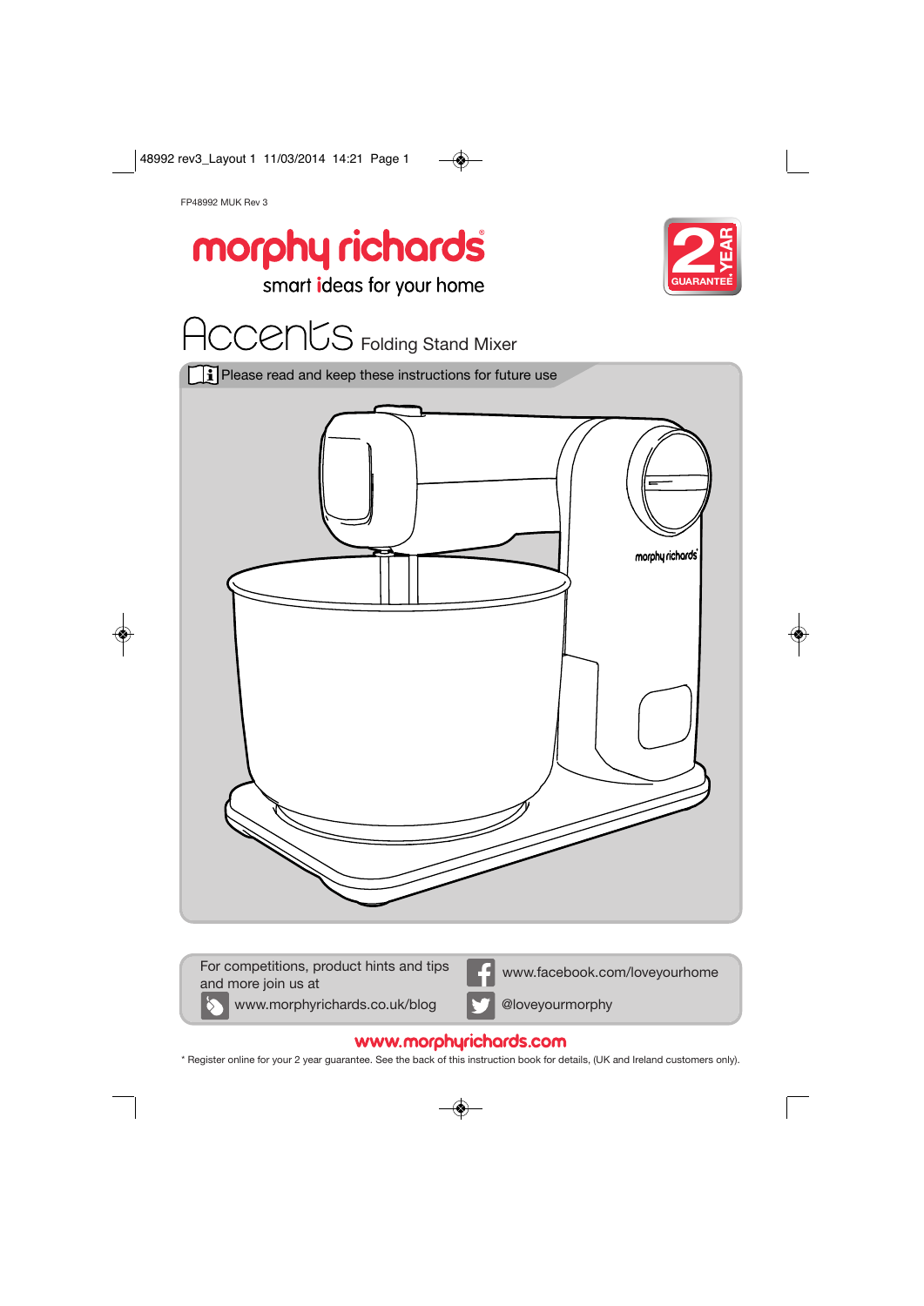FP48992 MUK Rev 3

# morphy richards

smart ideas for your home

2 YEAR GUARANTEE*

## Accents Folding Stand Mixer

Please read and keep these instructions for future use

For competitions, product hints and tips and more join us at

www.morphyrichards.co.uk/blog

www.facebook.com/loveyourhome

@loveyourmorphy

www.morphyrichards.com

* Register online for your 2 year guarantee. See the back of this instruction book for details, (UK and Ireland customers only).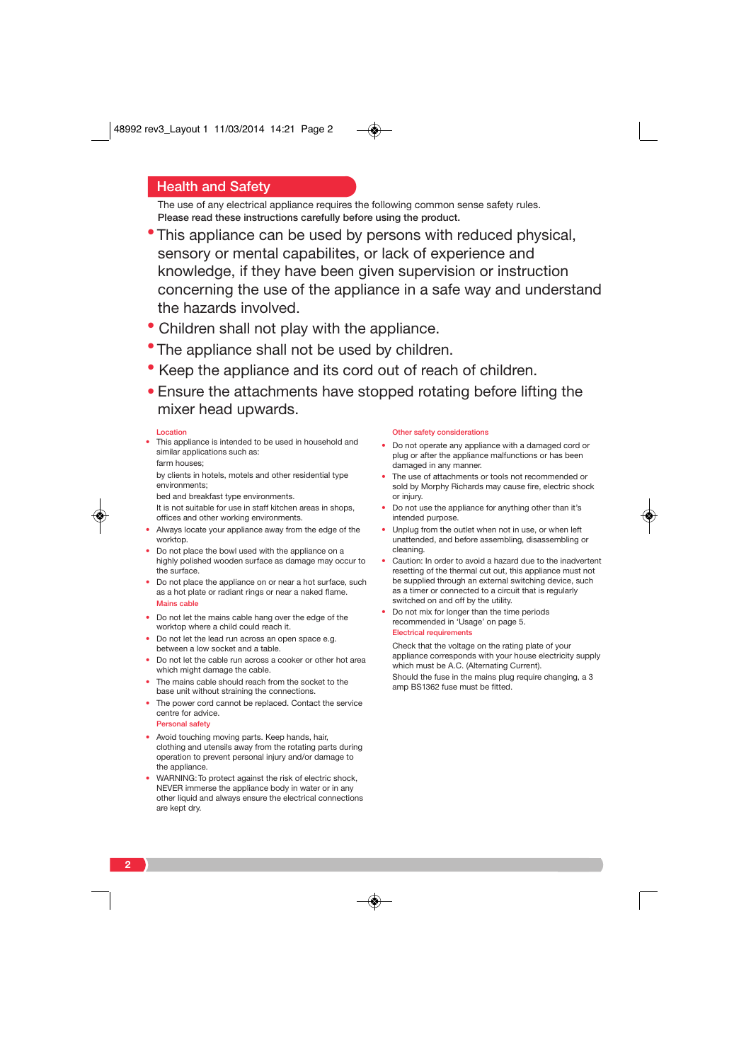## Health and Safety

The use of any electrical appliance requires the following common sense safety rules.
**Please read these instructions carefully before using the product.**

- This appliance can be used by persons with reduced physical, sensory or mental capabilites, or lack of experience and knowledge, if they have been given supervision or instruction concerning the use of the appliance in a safe way and understand the hazards involved.
- Children shall not play with the appliance.
- The appliance shall not be used by children.
- Keep the appliance and its cord out of reach of children.
- Ensure the attachments have stopped rotating before lifting the mixer head upwards.

### Location

- This appliance is intended to be used in household and similar applications such as:
  farm houses;
  by clients in hotels, motels and other residential type environments;
  bed and breakfast type environments.
  It is not suitable for use in staff kitchen areas in shops, offices and other working environments.
- Always locate your appliance away from the edge of the worktop.
- Do not place the bowl used with the appliance on a highly polished wooden surface as damage may occur to the surface.
- Do not place the appliance on or near a hot surface, such as a hot plate or radiant rings or near a naked flame.

### Mains cable

- Do not let the mains cable hang over the edge of the worktop where a child could reach it.
- Do not let the lead run across an open space e.g. between a low socket and a table.
- Do not let the cable run across a cooker or other hot area which might damage the cable.
- The mains cable should reach from the socket to the base unit without straining the connections.
- The power cord cannot be replaced. Contact the service centre for advice.

### Personal safety

- Avoid touching moving parts. Keep hands, hair, clothing and utensils away from the rotating parts during operation to prevent personal injury and/or damage to the appliance.
- WARNING: To protect against the risk of electric shock, NEVER immerse the appliance body in water or in any other liquid and always ensure the electrical connections are kept dry.

### Other safety considerations

- Do not operate any appliance with a damaged cord or plug or after the appliance malfunctions or has been damaged in any manner.
- The use of attachments or tools not recommended or sold by Morphy Richards may cause fire, electric shock or injury.
- Do not use the appliance for anything other than it's intended purpose.
- Unplug from the outlet when not in use, or when left unattended, and before assembling, disassembling or cleaning.
- Caution: In order to avoid a hazard due to the inadvertent resetting of the thermal cut out, this appliance must not be supplied through an external switching device, such as a timer or connected to a circuit that is regularly switched on and off by the utility.
- Do not mix for longer than the time periods recommended in 'Usage' on page 5.

### Electrical requirements

Check that the voltage on the rating plate of your appliance corresponds with your house electricity supply which must be A.C. (Alternating Current).

Should the fuse in the mains plug require changing, a 3 amp BS1362 fuse must be fitted.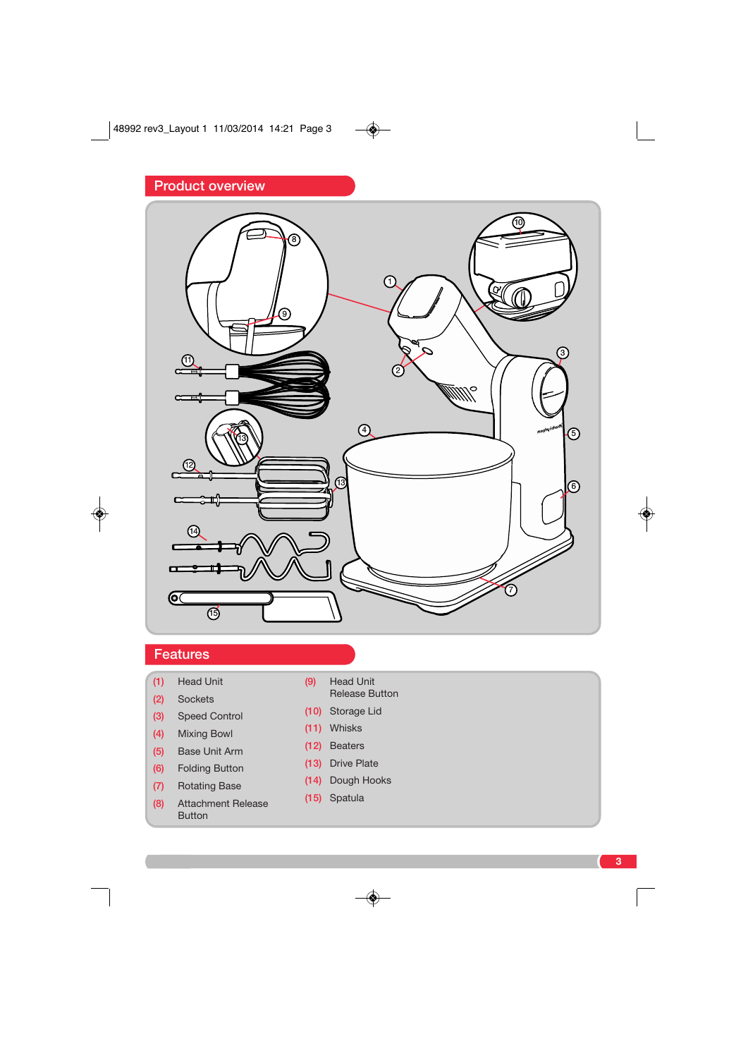## Product overview

## Features

(1) Head Unit
(2) Sockets
(3) Speed Control
(4) Mixing Bowl
(5) Base Unit Arm
(6) Folding Button
(7) Rotating Base
(8) Attachment Release Button
(9) Head Unit Release Button
(10) Storage Lid
(11) Whisks
(12) Beaters
(13) Drive Plate
(14) Dough Hooks
(15) Spatula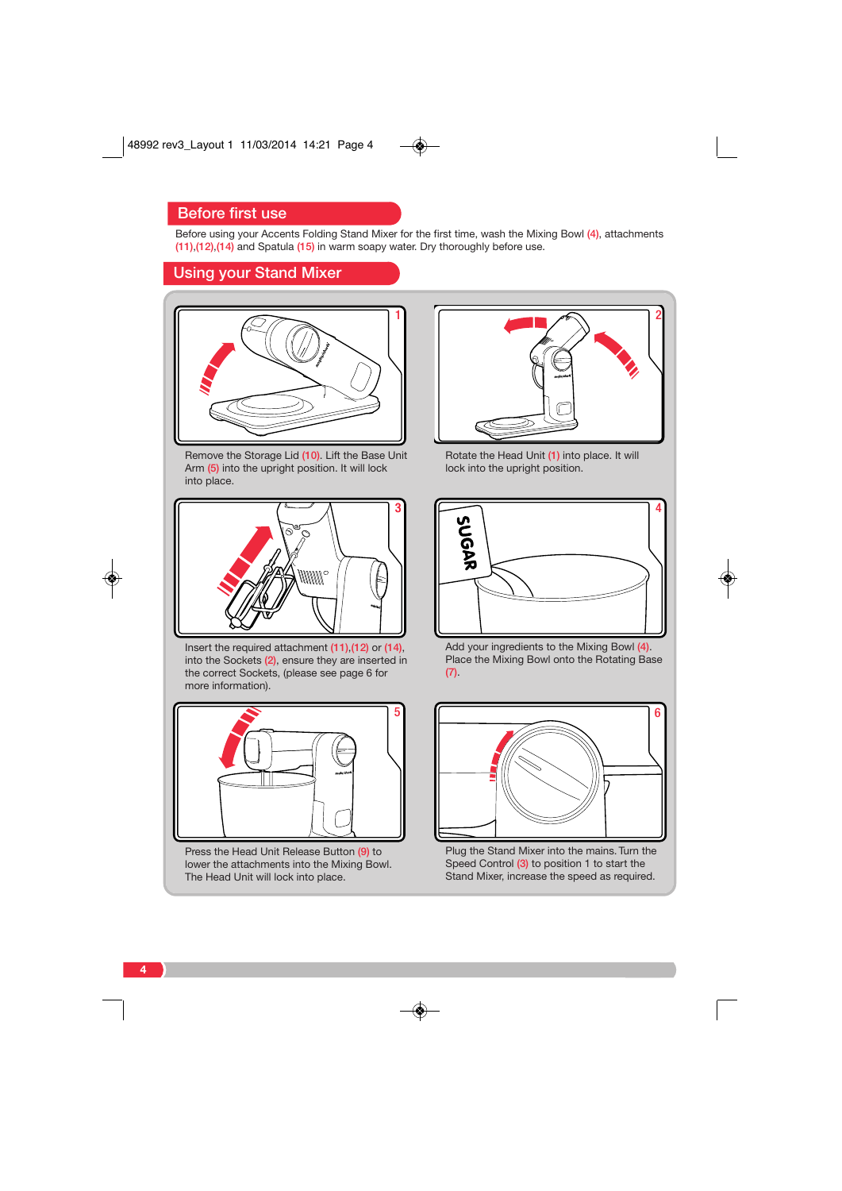## Before first use

Before using your Accents Folding Stand Mixer for the first time, wash the Mixing Bowl (4), attachments (11),(12),(14) and Spatula (15) in warm soapy water. Dry thoroughly before use.

## Using your Stand Mixer

1. Remove the Storage Lid (10). Lift the Base Unit Arm (5) into the upright position. It will lock into place.

2. Rotate the Head Unit (1) into place. It will lock into the upright position.

3. Insert the required attachment (11),(12) or (14), into the Sockets (2), ensure they are inserted in the correct Sockets, (please see page 6 for more information).

4. Add your ingredients to the Mixing Bowl (4). Place the Mixing Bowl onto the Rotating Base (7).

5. Press the Head Unit Release Button (9) to lower the attachments into the Mixing Bowl. The Head Unit will lock into place.

6. Plug the Stand Mixer into the mains. Turn the Speed Control (3) to position 1 to start the Stand Mixer, increase the speed as required.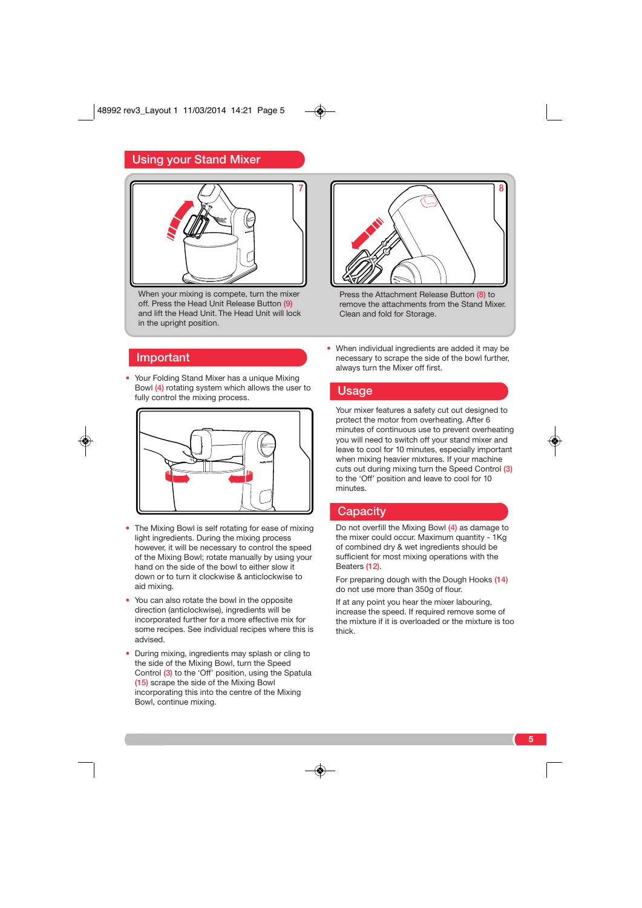## Using your Stand Mixer

When your mixing is compete, turn the mixer off. Press the Head Unit Release Button (9) and lift the Head Unit. The Head Unit will lock in the upright position.

Press the Attachment Release Button (8) to remove the attachments from the Stand Mixer. Clean and fold for Storage.

## Important

- Your Folding Stand Mixer has a unique Mixing Bowl (4) rotating system which allows the user to fully control the mixing process.
- The Mixing Bowl is self rotating for ease of mixing light ingredients. During the mixing process however, it will be necessary to control the speed of the Mixing Bowl; rotate manually by using your hand on the side of the bowl to either slow it down or to turn it clockwise & anticlockwise to aid mixing.
- You can also rotate the bowl in the opposite direction (anticlockwise), ingredients will be incorporated further for a more effective mix for some recipes. See individual recipes where this is advised.
- During mixing, ingredients may splash or cling to the side of the Mixing Bowl, turn the Speed Control (3) to the 'Off' position, using the Spatula (15) scrape the side of the Mixing Bowl incorporating this into the centre of the Mixing Bowl, continue mixing.
- When individual ingredients are added it may be necessary to scrape the side of the bowl further, always turn the Mixer off first.

## Usage

Your mixer features a safety cut out designed to protect the motor from overheating. After 6 minutes of continuous use to prevent overheating you will need to switch off your stand mixer and leave to cool for 10 minutes, especially important when mixing heavier mixtures. If your machine cuts out during mixing turn the Speed Control (3) to the 'Off' position and leave to cool for 10 minutes.

## Capacity

Do not overfill the Mixing Bowl (4) as damage to the mixer could occur. Maximum quantity - 1Kg of combined dry & wet ingredients should be sufficient for most mixing operations with the Beaters (12).

For preparing dough with the Dough Hooks (14) do not use more than 350g of flour.

If at any point you hear the mixer labouring, increase the speed. If required remove some of the mixture if it is overloaded or the mixture is too thick.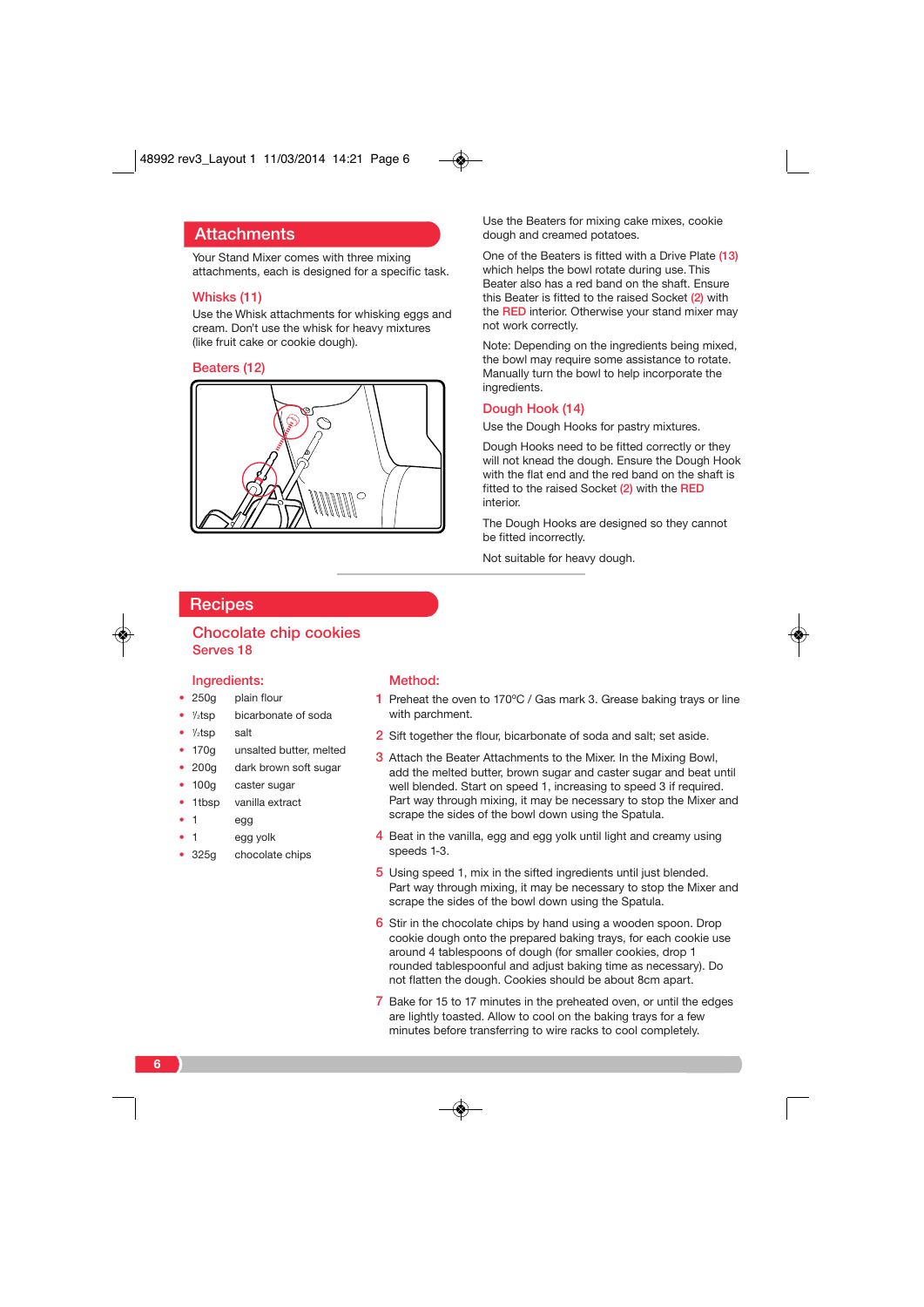## Attachments

Your Stand Mixer comes with three mixing attachments, each is designed for a specific task.

### Whisks (11)

Use the Whisk attachments for whisking eggs and cream. Don't use the whisk for heavy mixtures (like fruit cake or cookie dough).

### Beaters (12)

Use the Beaters for mixing cake mixes, cookie dough and creamed potatoes.

One of the Beaters is fitted with a Drive Plate (13) which helps the bowl rotate during use. This Beater also has a red band on the shaft. Ensure this Beater is fitted to the raised Socket (2) with the RED interior. Otherwise your stand mixer may not work correctly.

Note: Depending on the ingredients being mixed, the bowl may require some assistance to rotate. Manually turn the bowl to help incorporate the ingredients.

### Dough Hook (14)

Use the Dough Hooks for pastry mixtures.

Dough Hooks need to be fitted correctly or they will not knead the dough. Ensure the Dough Hook with the flat end and the red band on the shaft is fitted to the raised Socket (2) with the RED interior.

The Dough Hooks are designed so they cannot be fitted incorrectly.

Not suitable for heavy dough.

## Recipes

### Chocolate chip cookies

Serves 18

#### Ingredients:

- 250g plain flour
- ½tsp bicarbonate of soda
- ½tsp salt
- 170g unsalted butter, melted
- 200g dark brown soft sugar
- 100g caster sugar
- 1tbsp vanilla extract
- 1 egg
- 1 egg yolk
- 325g chocolate chips

#### Method:

1. Preheat the oven to 170ºC / Gas mark 3. Grease baking trays or line with parchment.
2. Sift together the flour, bicarbonate of soda and salt; set aside.
3. Attach the Beater Attachments to the Mixer. In the Mixing Bowl, add the melted butter, brown sugar and caster sugar and beat until well blended. Start on speed 1, increasing to speed 3 if required. Part way through mixing, it may be necessary to stop the Mixer and scrape the sides of the bowl down using the Spatula.
4. Beat in the vanilla, egg and egg yolk until light and creamy using speeds 1-3.
5. Using speed 1, mix in the sifted ingredients until just blended. Part way through mixing, it may be necessary to stop the Mixer and scrape the sides of the bowl down using the Spatula.
6. Stir in the chocolate chips by hand using a wooden spoon. Drop cookie dough onto the prepared baking trays, for each cookie use around 4 tablespoons of dough (for smaller cookies, drop 1 rounded tablespoonful and adjust baking time as necessary). Do not flatten the dough. Cookies should be about 8cm apart.
7. Bake for 15 to 17 minutes in the preheated oven, or until the edges are lightly toasted. Allow to cool on the baking trays for a few minutes before transferring to wire racks to cool completely.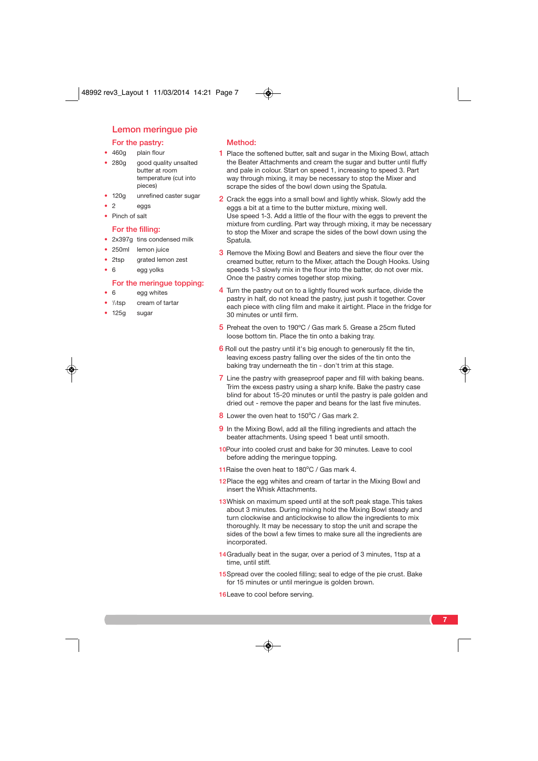# Lemon meringue pie

## For the pastry:

- 460g plain flour
- 280g good quality unsalted butter at room temperature (cut into pieces)
- 120g unrefined caster sugar
- 2 eggs
- Pinch of salt

## For the filling:

- 2x397g tins condensed milk
- 250ml lemon juice
- 2tsp grated lemon zest
- 6 egg yolks

## For the meringue topping:

- 6 egg whites
- ½tsp cream of tartar
- 125g sugar

## Method:

1. Place the softened butter, salt and sugar in the Mixing Bowl, attach the Beater Attachments and cream the sugar and butter until fluffy and pale in colour. Start on speed 1, increasing to speed 3. Part way through mixing, it may be necessary to stop the Mixer and scrape the sides of the bowl down using the Spatula.
2. Crack the eggs into a small bowl and lightly whisk. Slowly add the eggs a bit at a time to the butter mixture, mixing well. Use speed 1-3. Add a little of the flour with the eggs to prevent the mixture from curdling. Part way through mixing, it may be necessary to stop the Mixer and scrape the sides of the bowl down using the Spatula.
3. Remove the Mixing Bowl and Beaters and sieve the flour over the creamed butter, return to the Mixer, attach the Dough Hooks. Using speeds 1-3 slowly mix in the flour into the batter, do not over mix. Once the pastry comes together stop mixing.
4. Turn the pastry out on to a lightly floured work surface, divide the pastry in half, do not knead the pastry, just push it together. Cover each piece with cling film and make it airtight. Place in the fridge for 30 minutes or until firm.
5. Preheat the oven to 190ºC / Gas mark 5. Grease a 25cm fluted loose bottom tin. Place the tin onto a baking tray.
6. Roll out the pastry until it's big enough to generously fit the tin, leaving excess pastry falling over the sides of the tin onto the baking tray underneath the tin - don't trim at this stage.
7. Line the pastry with greaseproof paper and fill with baking beans. Trim the excess pastry using a sharp knife. Bake the pastry case blind for about 15-20 minutes or until the pastry is pale golden and dried out - remove the paper and beans for the last five minutes.
8. Lower the oven heat to 150ºC / Gas mark 2.
9. In the Mixing Bowl, add all the filling ingredients and attach the beater attachments. Using speed 1 beat until smooth.
10. Pour into cooled crust and bake for 30 minutes. Leave to cool before adding the meringue topping.
11. Raise the oven heat to 180ºC / Gas mark 4.
12. Place the egg whites and cream of tartar in the Mixing Bowl and insert the Whisk Attachments.
13. Whisk on maximum speed until at the soft peak stage. This takes about 3 minutes. During mixing hold the Mixing Bowl steady and turn clockwise and anticlockwise to allow the ingredients to mix thoroughly. It may be necessary to stop the unit and scrape the sides of the bowl a few times to make sure all the ingredients are incorporated.
14. Gradually beat in the sugar, over a period of 3 minutes, 1tsp at a time, until stiff.
15. Spread over the cooled filling; seal to edge of the pie crust. Bake for 15 minutes or until meringue is golden brown.
16. Leave to cool before serving.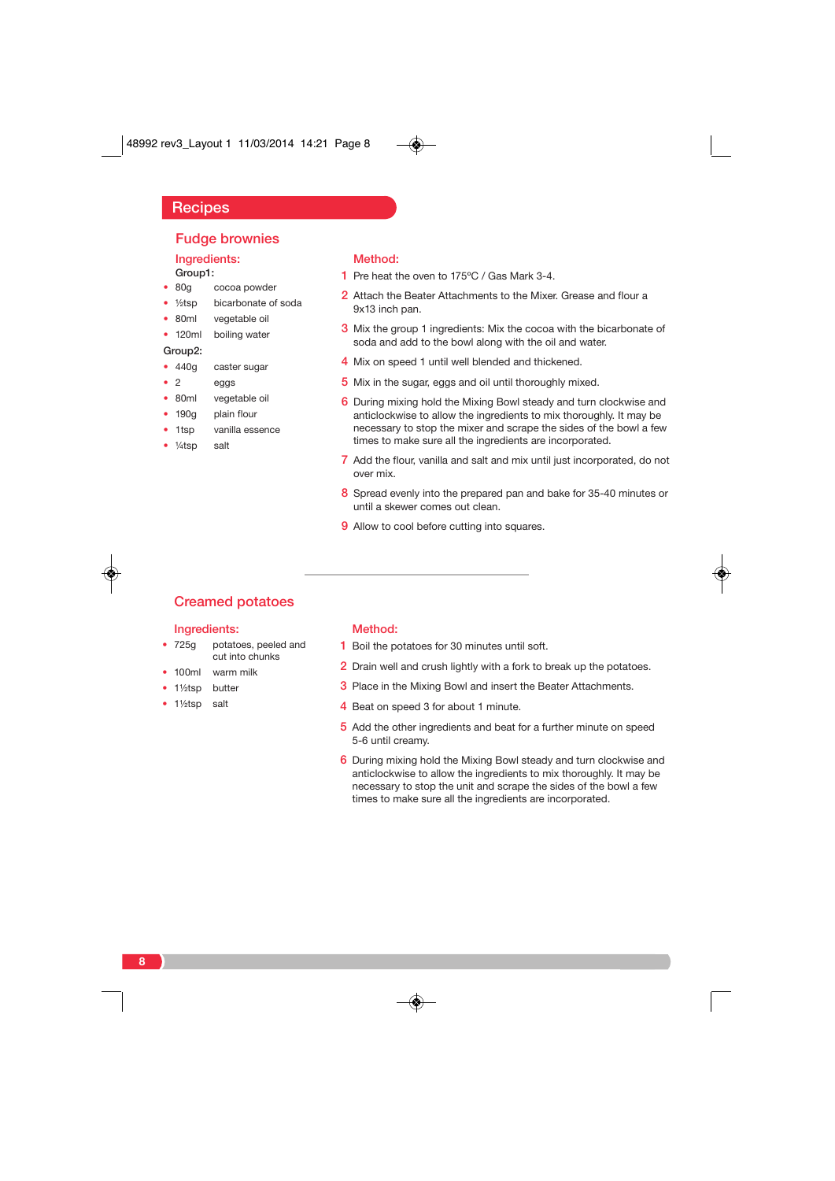# Recipes

## Fudge brownies

### Ingredients:

**Group1:**

- 80g cocoa powder
- ½tsp bicarbonate of soda
- 80ml vegetable oil
- 120ml boiling water

**Group2:**

- 440g caster sugar
- 2 eggs
- 80ml vegetable oil
- 190g plain flour
- 1tsp vanilla essence
- ¼tsp salt

### Method:

1. Pre heat the oven to 175°C / Gas Mark 3-4.
2. Attach the Beater Attachments to the Mixer. Grease and flour a 9x13 inch pan.
3. Mix the group 1 ingredients: Mix the cocoa with the bicarbonate of soda and add to the bowl along with the oil and water.
4. Mix on speed 1 until well blended and thickened.
5. Mix in the sugar, eggs and oil until thoroughly mixed.
6. During mixing hold the Mixing Bowl steady and turn clockwise and anticlockwise to allow the ingredients to mix thoroughly. It may be necessary to stop the mixer and scrape the sides of the bowl a few times to make sure all the ingredients are incorporated.
7. Add the flour, vanilla and salt and mix until just incorporated, do not over mix.
8. Spread evenly into the prepared pan and bake for 35-40 minutes or until a skewer comes out clean.
9. Allow to cool before cutting into squares.

---

## Creamed potatoes

### Ingredients:

- 725g potatoes, peeled and cut into chunks
- 100ml warm milk
- 1½tsp butter
- 1½tsp salt

### Method:

1. Boil the potatoes for 30 minutes until soft.
2. Drain well and crush lightly with a fork to break up the potatoes.
3. Place in the Mixing Bowl and insert the Beater Attachments.
4. Beat on speed 3 for about 1 minute.
5. Add the other ingredients and beat for a further minute on speed 5-6 until creamy.
6. During mixing hold the Mixing Bowl steady and turn clockwise and anticlockwise to allow the ingredients to mix thoroughly. It may be necessary to stop the unit and scrape the sides of the bowl a few times to make sure all the ingredients are incorporated.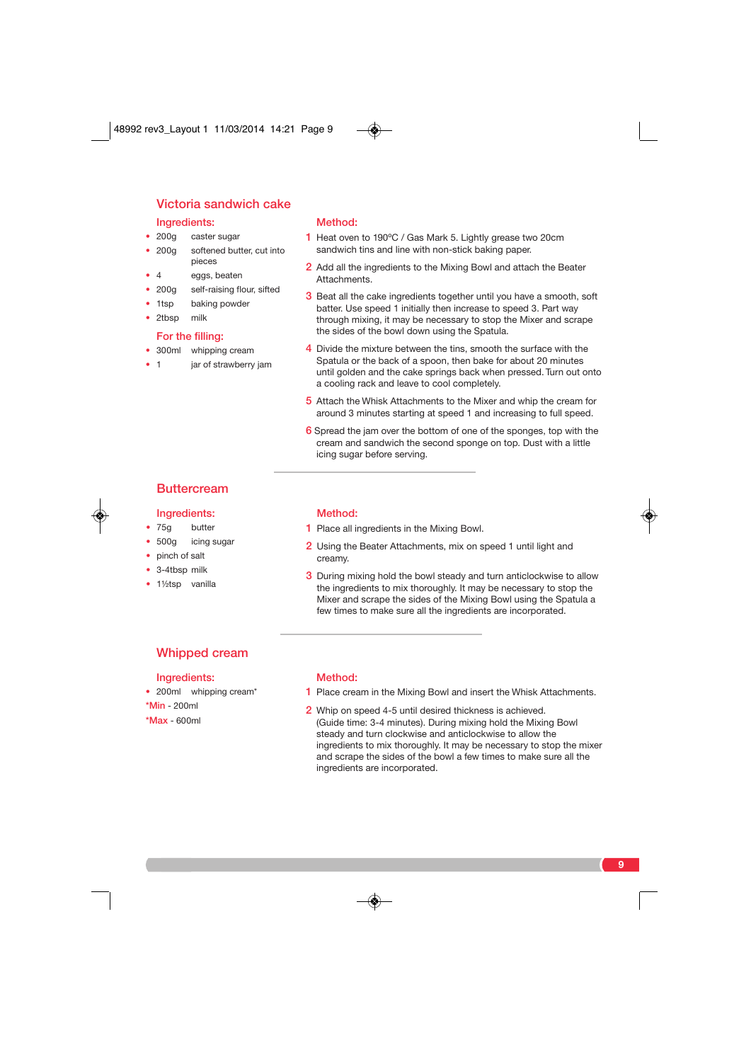## Victoria sandwich cake

### Ingredients:

- 200g caster sugar
- 200g softened butter, cut into pieces
- 4 eggs, beaten
- 200g self-raising flour, sifted
- 1tsp baking powder
- 2tbsp milk

### For the filling:

- 300ml whipping cream
- 1 jar of strawberry jam

### Method:

1. Heat oven to 190ºC / Gas Mark 5. Lightly grease two 20cm sandwich tins and line with non-stick baking paper.
2. Add all the ingredients to the Mixing Bowl and attach the Beater Attachments.
3. Beat all the cake ingredients together until you have a smooth, soft batter. Use speed 1 initially then increase to speed 3. Part way through mixing, it may be necessary to stop the Mixer and scrape the sides of the bowl down using the Spatula.
4. Divide the mixture between the tins, smooth the surface with the Spatula or the back of a spoon, then bake for about 20 minutes until golden and the cake springs back when pressed. Turn out onto a cooling rack and leave to cool completely.
5. Attach the Whisk Attachments to the Mixer and whip the cream for around 3 minutes starting at speed 1 and increasing to full speed.
6. Spread the jam over the bottom of one of the sponges, top with the cream and sandwich the second sponge on top. Dust with a little icing sugar before serving.

## Buttercream

### Ingredients:

- 75g butter
- 500g icing sugar
- pinch of salt
- 3-4tbsp milk
- 1½tsp vanilla

### Method:

1. Place all ingredients in the Mixing Bowl.
2. Using the Beater Attachments, mix on speed 1 until light and creamy.
3. During mixing hold the bowl steady and turn anticlockwise to allow the ingredients to mix thoroughly. It may be necessary to stop the Mixer and scrape the sides of the Mixing Bowl using the Spatula a few times to make sure all the ingredients are incorporated.

## Whipped cream

### Ingredients:

- 200ml whipping cream*

*Min - 200ml

*Max - 600ml

### Method:

1. Place cream in the Mixing Bowl and insert the Whisk Attachments.
2. Whip on speed 4-5 until desired thickness is achieved. (Guide time: 3-4 minutes). During mixing hold the Mixing Bowl steady and turn clockwise and anticlockwise to allow the ingredients to mix thoroughly. It may be necessary to stop the mixer and scrape the sides of the bowl a few times to make sure all the ingredients are incorporated.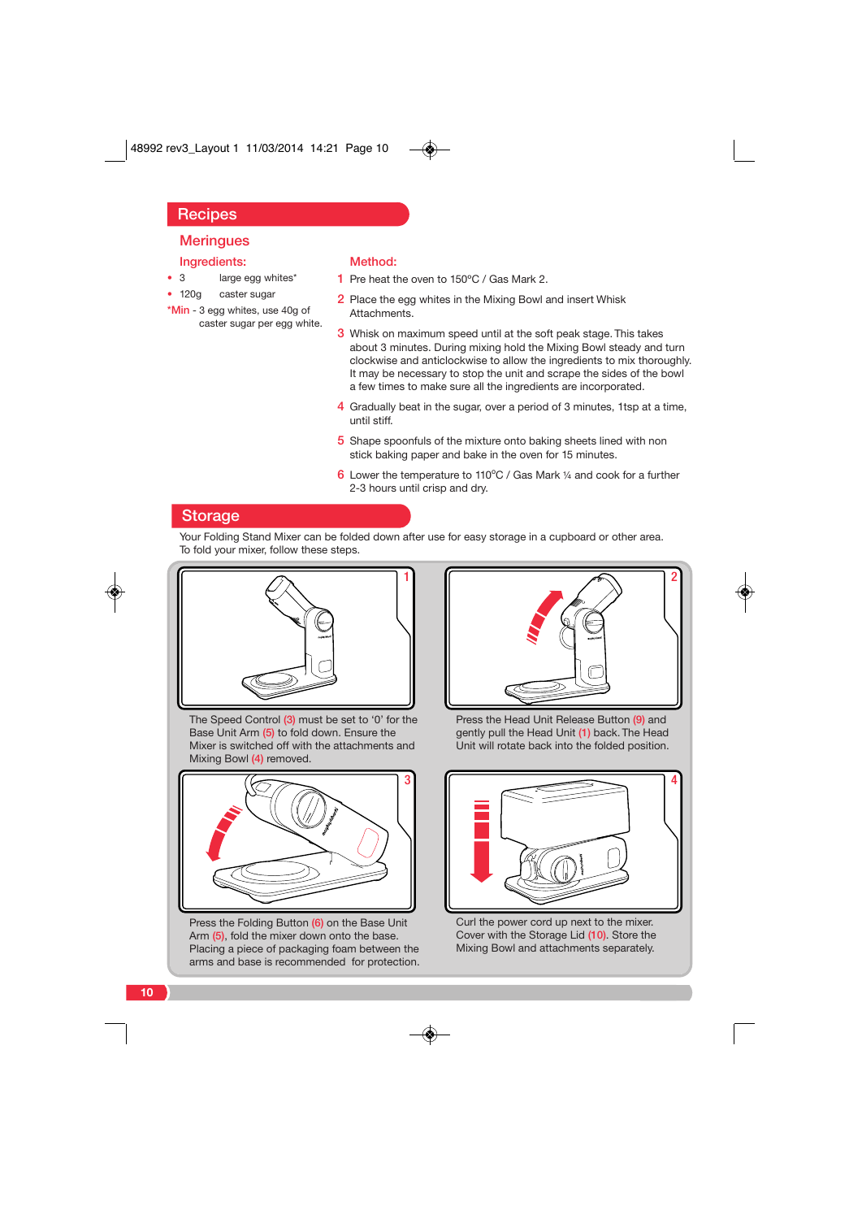# Recipes

## Meringues

### Ingredients:

- 3 large egg whites*
- 120g caster sugar

*Min - 3 egg whites, use 40g of caster sugar per egg white.

### Method:

1. Pre heat the oven to 150ºC / Gas Mark 2.
2. Place the egg whites in the Mixing Bowl and insert Whisk Attachments.
3. Whisk on maximum speed until at the soft peak stage. This takes about 3 minutes. During mixing hold the Mixing Bowl steady and turn clockwise and anticlockwise to allow the ingredients to mix thoroughly. It may be necessary to stop the unit and scrape the sides of the bowl a few times to make sure all the ingredients are incorporated.
4. Gradually beat in the sugar, over a period of 3 minutes, 1tsp at a time, until stiff.
5. Shape spoonfuls of the mixture onto baking sheets lined with non stick baking paper and bake in the oven for 15 minutes.
6. Lower the temperature to 110ºC / Gas Mark ¼ and cook for a further 2-3 hours until crisp and dry.

# Storage

Your Folding Stand Mixer can be folded down after use for easy storage in a cupboard or other area. To fold your mixer, follow these steps.

1. The Speed Control (3) must be set to '0' for the Base Unit Arm (5) to fold down. Ensure the Mixer is switched off with the attachments and Mixing Bowl (4) removed.
2. Press the Head Unit Release Button (9) and gently pull the Head Unit (1) back. The Head Unit will rotate back into the folded position.
3. Press the Folding Button (6) on the Base Unit Arm (5), fold the mixer down onto the base. Placing a piece of packaging foam between the arms and base is recommended for protection.
4. Curl the power cord up next to the mixer. Cover with the Storage Lid (10). Store the Mixing Bowl and attachments separately.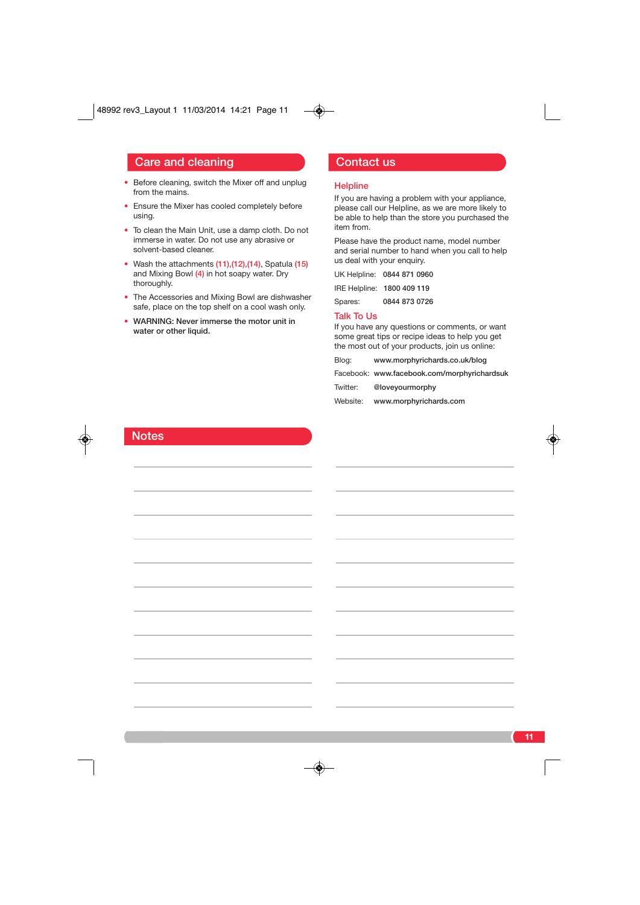## Care and cleaning

- Before cleaning, switch the Mixer off and unplug from the mains.
- Ensure the Mixer has cooled completely before using.
- To clean the Main Unit, use a damp cloth. Do not immerse in water. Do not use any abrasive or solvent-based cleaner.
- Wash the attachments (11),(12),(14), Spatula (15) and Mixing Bowl (4) in hot soapy water. Dry thoroughly.
- The Accessories and Mixing Bowl are dishwasher safe, place on the top shelf on a cool wash only.
- **WARNING: Never immerse the motor unit in water or other liquid.**

## Contact us

### Helpline

If you are having a problem with your appliance, please call our Helpline, as we are more likely to be able to help than the store you purchased the item from.

Please have the product name, model number and serial number to hand when you call to help us deal with your enquiry.

UK Helpline: **0844 871 0960**

IRE Helpline: **1800 409 119**

Spares: **0844 873 0726**

### Talk To Us

If you have any questions or comments, or want some great tips or recipe ideas to help you get the most out of your products, join us online:

Blog: **www.morphyrichards.co.uk/blog**

Facebook: **www.facebook.com/morphyrichardsuk**

Twitter: **@loveyourmorphy**

Website: **www.morphyrichards.com**

## Notes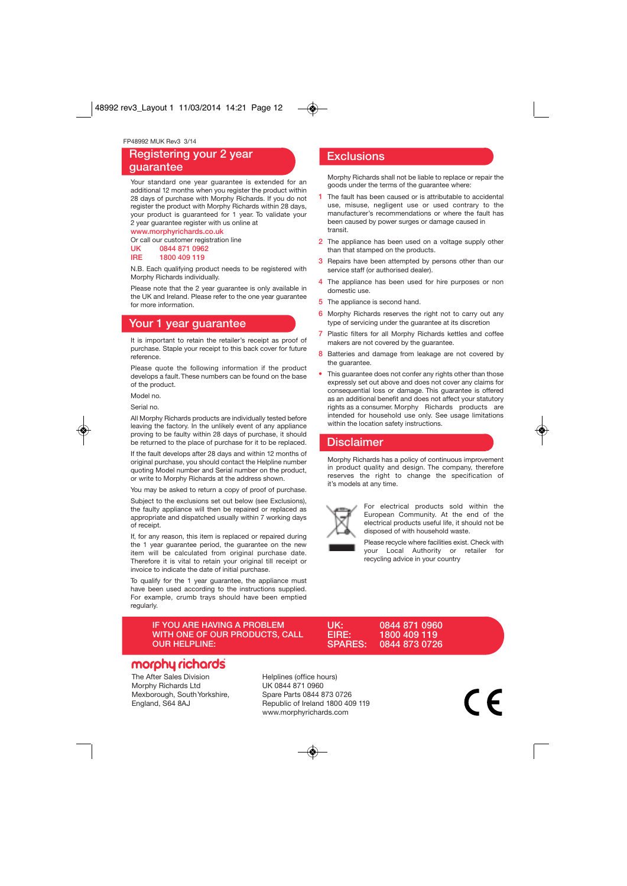FP48992 MUK Rev3 3/14

## Registering your 2 year guarantee

Your standard one year guarantee is extended for an additional 12 months when you register the product within 28 days of purchase with Morphy Richards. If you do not register the product with Morphy Richards within 28 days, your product is guaranteed for 1 year. To validate your 2 year guarantee register with us online at

www.morphyrichards.co.uk

Or call our customer registration line

UK 0844 871 0962
IRE 1800 409 119

N.B. Each qualifying product needs to be registered with Morphy Richards individually.

Please note that the 2 year guarantee is only available in the UK and Ireland. Please refer to the one year guarantee for more information.

## Your 1 year guarantee

It is important to retain the retailer's receipt as proof of purchase. Staple your receipt to this back cover for future reference.

Please quote the following information if the product develops a fault. These numbers can be found on the base of the product.

Model no.

Serial no.

All Morphy Richards products are individually tested before leaving the factory. In the unlikely event of any appliance proving to be faulty within 28 days of purchase, it should be returned to the place of purchase for it to be replaced.

If the fault develops after 28 days and within 12 months of original purchase, you should contact the Helpline number quoting Model number and Serial number on the product, or write to Morphy Richards at the address shown.

You may be asked to return a copy of proof of purchase.

Subject to the exclusions set out below (see Exclusions), the faulty appliance will then be repaired or replaced as appropriate and dispatched usually within 7 working days of receipt.

If, for any reason, this item is replaced or repaired during the 1 year guarantee period, the guarantee on the new item will be calculated from original purchase date. Therefore it is vital to retain your original till receipt or invoice to indicate the date of initial purchase.

To qualify for the 1 year guarantee, the appliance must have been used according to the instructions supplied. For example, crumb trays should have been emptied regularly.

## Exclusions

Morphy Richards shall not be liable to replace or repair the goods under the terms of the guarantee where:

1. The fault has been caused or is attributable to accidental use, misuse, negligent use or used contrary to the manufacturer's recommendations or where the fault has been caused by power surges or damage caused in transit.
2. The appliance has been used on a voltage supply other than that stamped on the products.
3. Repairs have been attempted by persons other than our service staff (or authorised dealer).
4. The appliance has been used for hire purposes or non domestic use.
5. The appliance is second hand.
6. Morphy Richards reserves the right not to carry out any type of servicing under the guarantee at its discretion
7. Plastic filters for all Morphy Richards kettles and coffee makers are not covered by the guarantee.
8. Batteries and damage from leakage are not covered by the guarantee.

- This guarantee does not confer any rights other than those expressly set out above and does not cover any claims for consequential loss or damage. This guarantee is offered as an additional benefit and does not affect your statutory rights as a consumer. Morphy Richards products are intended for household use only. See usage limitations within the location safety instructions.

## Disclaimer

Morphy Richards has a policy of continuous improvement in product quality and design. The company, therefore reserves the right to change the specification of it's models at any time.

For electrical products sold within the European Community. At the end of the electrical products useful life, it should not be disposed of with household waste.

Please recycle where facilities exist. Check with your Local Authority or retailer for recycling advice in your country

**IF YOU ARE HAVING A PROBLEM WITH ONE OF OUR PRODUCTS, CALL OUR HELPLINE:**

**UK: 0844 871 0960**
**EIRE: 1800 409 119**
**SPARES: 0844 873 0726**

morphy richards

The After Sales Division
Morphy Richards Ltd
Mexborough, South Yorkshire,
England, S64 8AJ

Helplines (office hours)
UK 0844 871 0960
Spare Parts 0844 873 0726
Republic of Ireland 1800 409 119
www.morphyrichards.com

CE